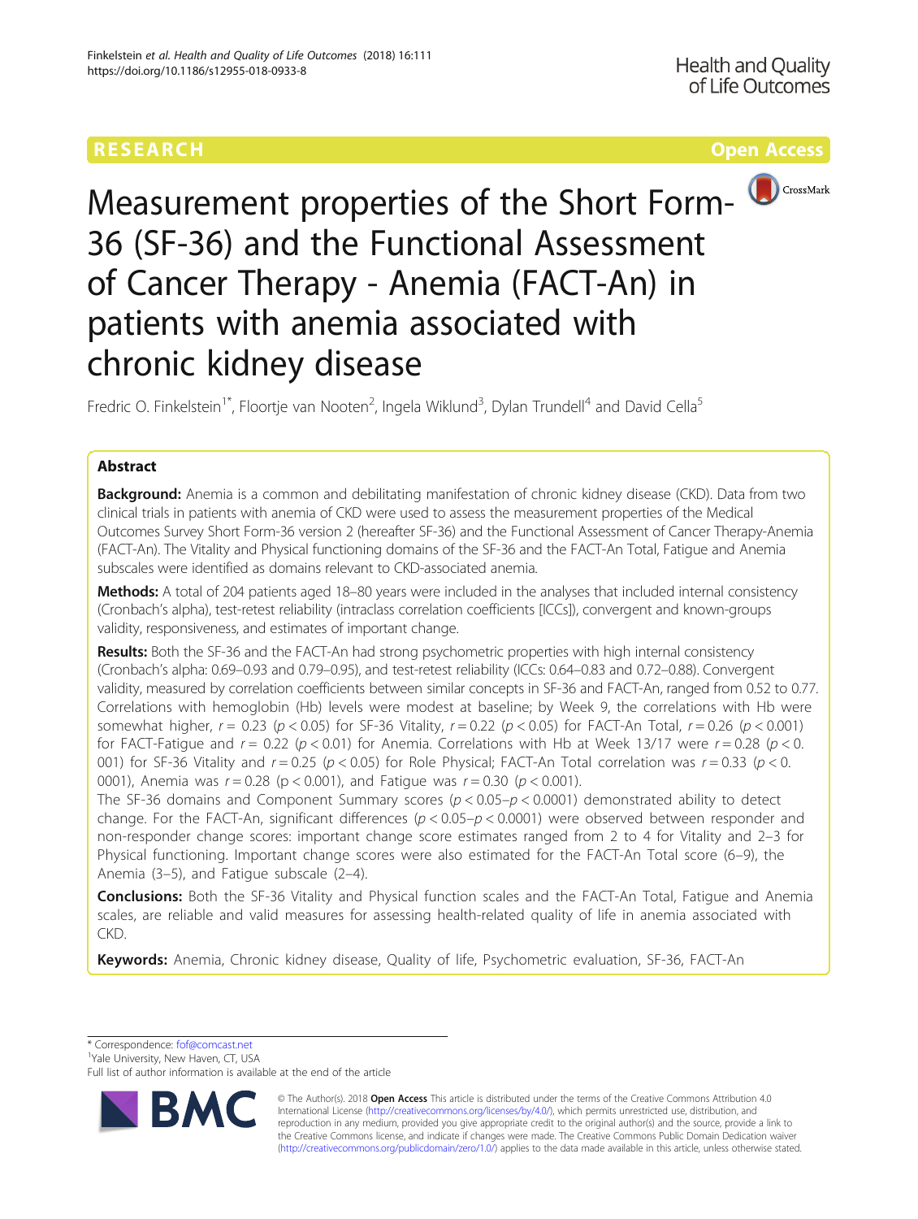RESEARCH Open Access

# Measurement properties of the Short Form-36 (SF-36) and the Functional Assessment of Cancer Therapy - Anemia (FACT-An) in patients with anemia associated with chronic kidney disease

Fredric O. Finkelstein[1*], Floortje van Nooten[2], Ingela Wiklund[3], Dylan Trundell[4] and David Cella[5]

## Abstract

**Background:** Anemia is a common and debilitating manifestation of chronic kidney disease (CKD). Data from two clinical trials in patients with anemia of CKD were used to assess the measurement properties of the Medical Outcomes Survey Short Form-36 version 2 (hereafter SF-36) and the Functional Assessment of Cancer Therapy-Anemia (FACT-An). The Vitality and Physical functioning domains of the SF-36 and the FACT-An Total, Fatigue and Anemia subscales were identified as domains relevant to CKD-associated anemia.

**Methods:** A total of 204 patients aged 18–80 years were included in the analyses that included internal consistency (Cronbach's alpha), test-retest reliability (intraclass correlation coefficients [ICCs]), convergent and known-groups validity, responsiveness, and estimates of important change.

**Results:** Both the SF-36 and the FACT-An had strong psychometric properties with high internal consistency (Cronbach's alpha: 0.69–0.93 and 0.79–0.95), and test-retest reliability (ICCs: 0.64–0.83 and 0.72–0.88). Convergent validity, measured by correlation coefficients between similar concepts in SF-36 and FACT-An, ranged from 0.52 to 0.77. Correlations with hemoglobin (Hb) levels were modest at baseline; by Week 9, the correlations with Hb were somewhat higher, $r = 0.23$ ($p < 0.05$) for SF-36 Vitality, $r = 0.22$ ($p < 0.05$) for FACT-An Total, $r = 0.26$ ($p < 0.001$) for FACT-Fatigue and $r = 0.22$ ($p < 0.01$) for Anemia. Correlations with Hb at Week 13/17 were $r = 0.28$ ($p < 0.001$) for SF-36 Vitality and $r = 0.25$ ($p < 0.05$) for Role Physical; FACT-An Total correlation was $r = 0.33$ ($p < 0.0001$), Anemia was $r = 0.28$ ($p < 0.001$), and Fatigue was $r = 0.30$ ($p < 0.001$).

The SF-36 domains and Component Summary scores ($p < 0.05$–$p < 0.0001$) demonstrated ability to detect change. For the FACT-An, significant differences ($p < 0.05$–$p < 0.0001$) were observed between responder and non-responder change scores: important change score estimates ranged from 2 to 4 for Vitality and 2–3 for Physical functioning. Important change scores were also estimated for the FACT-An Total score (6–9), the Anemia (3–5), and Fatigue subscale (2–4).

**Conclusions:** Both the SF-36 Vitality and Physical function scales and the FACT-An Total, Fatigue and Anemia scales, are reliable and valid measures for assessing health-related quality of life in anemia associated with CKD.

**Keywords:** Anemia, Chronic kidney disease, Quality of life, Psychometric evaluation, SF-36, FACT-An

\* Correspondence: fof@comcast.net
[1]Yale University, New Haven, CT, USA
Full list of author information is available at the end of the article

© The Author(s). 2018 **Open Access** This article is distributed under the terms of the Creative Commons Attribution 4.0 International License (http://creativecommons.org/licenses/by/4.0/), which permits unrestricted use, distribution, and reproduction in any medium, provided you give appropriate credit to the original author(s) and the source, provide a link to the Creative Commons license, and indicate if changes were made. The Creative Commons Public Domain Dedication waiver (http://creativecommons.org/publicdomain/zero/1.0/) applies to the data made available in this article, unless otherwise stated.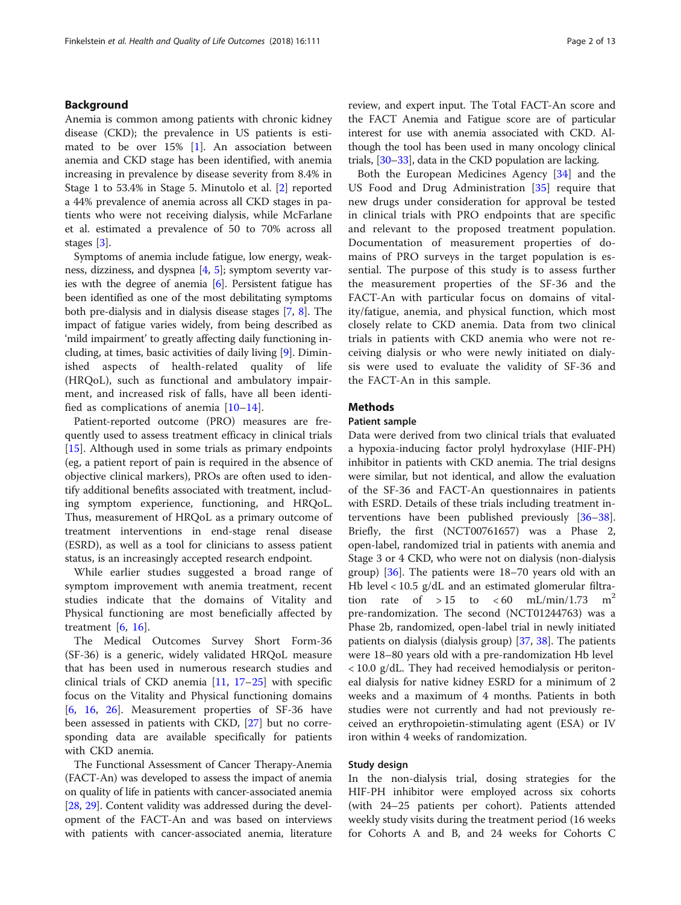## Background

Anemia is common among patients with chronic kidney disease (CKD); the prevalence in US patients is estimated to be over 15% [1]. An association between anemia and CKD stage has been identified, with anemia increasing in prevalence by disease severity from 8.4% in Stage 1 to 53.4% in Stage 5. Minutolo et al. [2] reported a 44% prevalence of anemia across all CKD stages in patients who were not receiving dialysis, while McFarlane et al. estimated a prevalence of 50 to 70% across all stages [3].

Symptoms of anemia include fatigue, low energy, weakness, dizziness, and dyspnea [4, 5]; symptom severity varies with the degree of anemia [6]. Persistent fatigue has been identified as one of the most debilitating symptoms both pre-dialysis and in dialysis disease stages [7, 8]. The impact of fatigue varies widely, from being described as 'mild impairment' to greatly affecting daily functioning including, at times, basic activities of daily living [9]. Diminished aspects of health-related quality of life (HRQoL), such as functional and ambulatory impairment, and increased risk of falls, have all been identified as complications of anemia [10–14].

Patient-reported outcome (PRO) measures are frequently used to assess treatment efficacy in clinical trials [15]. Although used in some trials as primary endpoints (eg, a patient report of pain is required in the absence of objective clinical markers), PROs are often used to identify additional benefits associated with treatment, including symptom experience, functioning, and HRQoL. Thus, measurement of HRQoL as a primary outcome of treatment interventions in end-stage renal disease (ESRD), as well as a tool for clinicians to assess patient status, is an increasingly accepted research endpoint.

While earlier studies suggested a broad range of symptom improvement with anemia treatment, recent studies indicate that the domains of Vitality and Physical functioning are most beneficially affected by treatment [6, 16].

The Medical Outcomes Survey Short Form-36 (SF-36) is a generic, widely validated HRQoL measure that has been used in numerous research studies and clinical trials of CKD anemia [11, 17–25] with specific focus on the Vitality and Physical functioning domains [6, 16, 26]. Measurement properties of SF-36 have been assessed in patients with CKD, [27] but no corresponding data are available specifically for patients with CKD anemia.

The Functional Assessment of Cancer Therapy-Anemia (FACT-An) was developed to assess the impact of anemia on quality of life in patients with cancer-associated anemia [28, 29]. Content validity was addressed during the development of the FACT-An and was based on interviews with patients with cancer-associated anemia, literature review, and expert input. The Total FACT-An score and the FACT Anemia and Fatigue score are of particular interest for use with anemia associated with CKD. Although the tool has been used in many oncology clinical trials, [30–33], data in the CKD population are lacking.

Both the European Medicines Agency [34] and the US Food and Drug Administration [35] require that new drugs under consideration for approval be tested in clinical trials with PRO endpoints that are specific and relevant to the proposed treatment population. Documentation of measurement properties of domains of PRO surveys in the target population is essential. The purpose of this study is to assess further the measurement properties of the SF-36 and the FACT-An with particular focus on domains of vitality/fatigue, anemia, and physical function, which most closely relate to CKD anemia. Data from two clinical trials in patients with CKD anemia who were not receiving dialysis or who were newly initiated on dialysis were used to evaluate the validity of SF-36 and the FACT-An in this sample.

## Methods

### Patient sample

Data were derived from two clinical trials that evaluated a hypoxia-inducing factor prolyl hydroxylase (HIF-PH) inhibitor in patients with CKD anemia. The trial designs were similar, but not identical, and allow the evaluation of the SF-36 and FACT-An questionnaires in patients with ESRD. Details of these trials including treatment interventions have been published previously [36–38]. Briefly, the first (NCT00761657) was a Phase 2, open-label, randomized trial in patients with anemia and Stage 3 or 4 CKD, who were not on dialysis (non-dialysis group) [36]. The patients were 18–70 years old with an Hb level < 10.5 g/dL and an estimated glomerular filtration rate of > 15 to < 60 mL/min/1.73 $m^2$ pre-randomization. The second (NCT01244763) was a Phase 2b, randomized, open-label trial in newly initiated patients on dialysis (dialysis group) [37, 38]. The patients were 18–80 years old with a pre-randomization Hb level < 10.0 g/dL. They had received hemodialysis or peritoneal dialysis for native kidney ESRD for a minimum of 2 weeks and a maximum of 4 months. Patients in both studies were not currently and had not previously received an erythropoietin-stimulating agent (ESA) or IV iron within 4 weeks of randomization.

### Study design

In the non-dialysis trial, dosing strategies for the HIF-PH inhibitor were employed across six cohorts (with 24–25 patients per cohort). Patients attended weekly study visits during the treatment period (16 weeks for Cohorts A and B, and 24 weeks for Cohorts C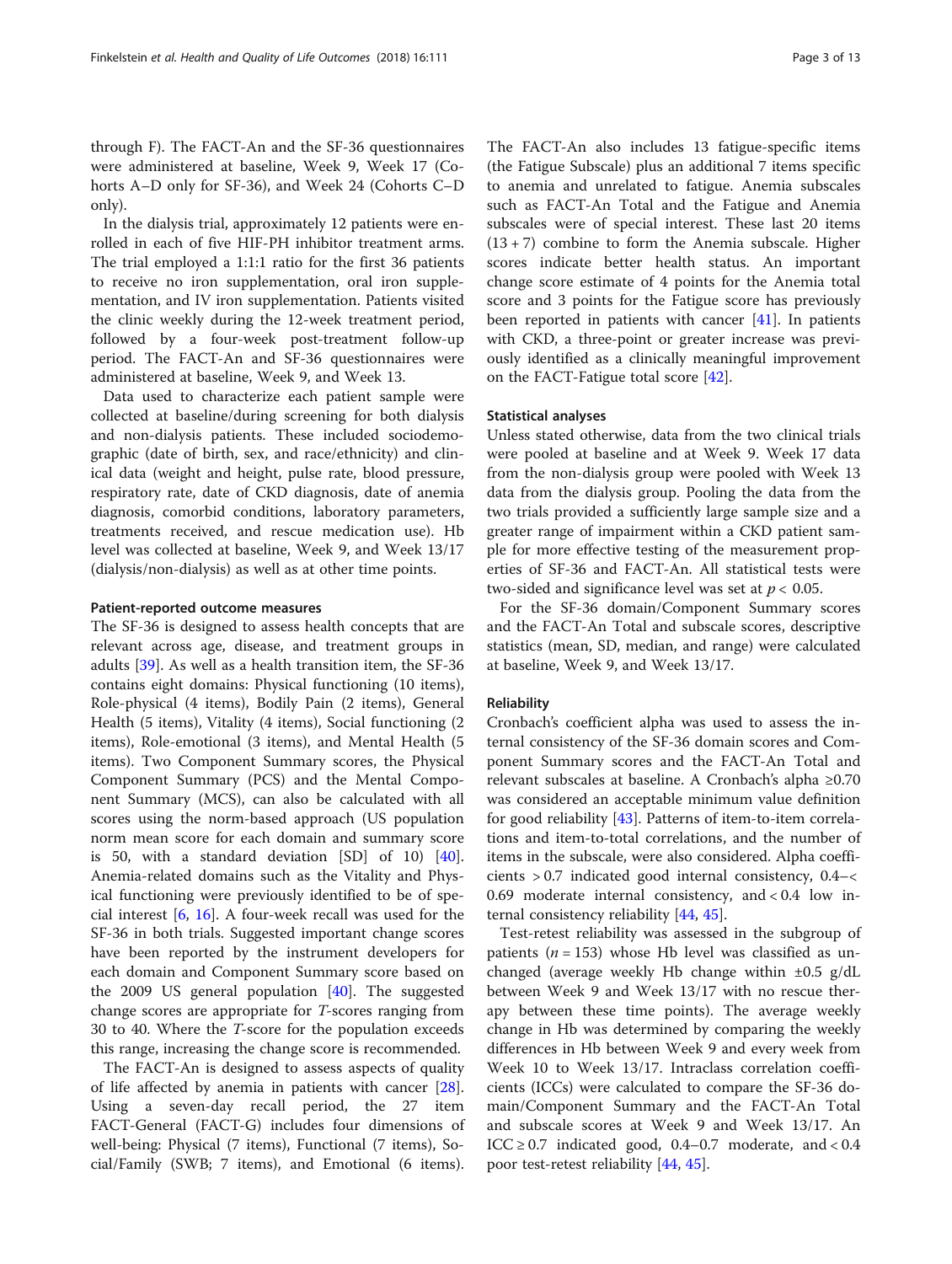through F). The FACT-An and the SF-36 questionnaires were administered at baseline, Week 9, Week 17 (Cohorts A–D only for SF-36), and Week 24 (Cohorts C–D only).

In the dialysis trial, approximately 12 patients were enrolled in each of five HIF-PH inhibitor treatment arms. The trial employed a 1:1:1 ratio for the first 36 patients to receive no iron supplementation, oral iron supplementation, and IV iron supplementation. Patients visited the clinic weekly during the 12-week treatment period, followed by a four-week post-treatment follow-up period. The FACT-An and SF-36 questionnaires were administered at baseline, Week 9, and Week 13.

Data used to characterize each patient sample were collected at baseline/during screening for both dialysis and non-dialysis patients. These included sociodemographic (date of birth, sex, and race/ethnicity) and clinical data (weight and height, pulse rate, blood pressure, respiratory rate, date of CKD diagnosis, date of anemia diagnosis, comorbid conditions, laboratory parameters, treatments received, and rescue medication use). Hb level was collected at baseline, Week 9, and Week 13/17 (dialysis/non-dialysis) as well as at other time points.

#### Patient-reported outcome measures

The SF-36 is designed to assess health concepts that are relevant across age, disease, and treatment groups in adults [39]. As well as a health transition item, the SF-36 contains eight domains: Physical functioning (10 items), Role-physical (4 items), Bodily Pain (2 items), General Health (5 items), Vitality (4 items), Social functioning (2 items), Role-emotional (3 items), and Mental Health (5 items). Two Component Summary scores, the Physical Component Summary (PCS) and the Mental Component Summary (MCS), can also be calculated with all scores using the norm-based approach (US population norm mean score for each domain and summary score is 50, with a standard deviation [SD] of 10) [40]. Anemia-related domains such as the Vitality and Physical functioning were previously identified to be of special interest [6, 16]. A four-week recall was used for the SF-36 in both trials. Suggested important change scores have been reported by the instrument developers for each domain and Component Summary score based on the 2009 US general population [40]. The suggested change scores are appropriate for *T*-scores ranging from 30 to 40. Where the *T*-score for the population exceeds this range, increasing the change score is recommended.

The FACT-An is designed to assess aspects of quality of life affected by anemia in patients with cancer [28]. Using a seven-day recall period, the 27 item FACT-General (FACT-G) includes four dimensions of well-being: Physical (7 items), Functional (7 items), Social/Family (SWB; 7 items), and Emotional (6 items). The FACT-An also includes 13 fatigue-specific items (the Fatigue Subscale) plus an additional 7 items specific to anemia and unrelated to fatigue. Anemia subscales such as FACT-An Total and the Fatigue and Anemia subscales were of special interest. These last 20 items (13 + 7) combine to form the Anemia subscale. Higher scores indicate better health status. An important change score estimate of 4 points for the Anemia total score and 3 points for the Fatigue score has previously been reported in patients with cancer [41]. In patients with CKD, a three-point or greater increase was previously identified as a clinically meaningful improvement on the FACT-Fatigue total score [42].

#### Statistical analyses

Unless stated otherwise, data from the two clinical trials were pooled at baseline and at Week 9. Week 17 data from the non-dialysis group were pooled with Week 13 data from the dialysis group. Pooling the data from the two trials provided a sufficiently large sample size and a greater range of impairment within a CKD patient sample for more effective testing of the measurement properties of SF-36 and FACT-An. All statistical tests were two-sided and significance level was set at $p < 0.05$.

For the SF-36 domain/Component Summary scores and the FACT-An Total and subscale scores, descriptive statistics (mean, SD, median, and range) were calculated at baseline, Week 9, and Week 13/17.

#### Reliability

Cronbach's coefficient alpha was used to assess the internal consistency of the SF-36 domain scores and Component Summary scores and the FACT-An Total and relevant subscales at baseline. A Cronbach's alpha ≥0.70 was considered an acceptable minimum value definition for good reliability [43]. Patterns of item-to-item correlations and item-to-total correlations, and the number of items in the subscale, were also considered. Alpha coefficients > 0.7 indicated good internal consistency, 0.4–< 0.69 moderate internal consistency, and < 0.4 low internal consistency reliability [44, 45].

Test-retest reliability was assessed in the subgroup of patients ($n = 153$) whose Hb level was classified as unchanged (average weekly Hb change within ±0.5 g/dL between Week 9 and Week 13/17 with no rescue therapy between these time points). The average weekly change in Hb was determined by comparing the weekly differences in Hb between Week 9 and every week from Week 10 to Week 13/17. Intraclass correlation coefficients (ICCs) were calculated to compare the SF-36 domain/Component Summary and the FACT-An Total and subscale scores at Week 9 and Week 13/17. An ICC ≥ 0.7 indicated good, 0.4–0.7 moderate, and < 0.4 poor test-retest reliability [44, 45].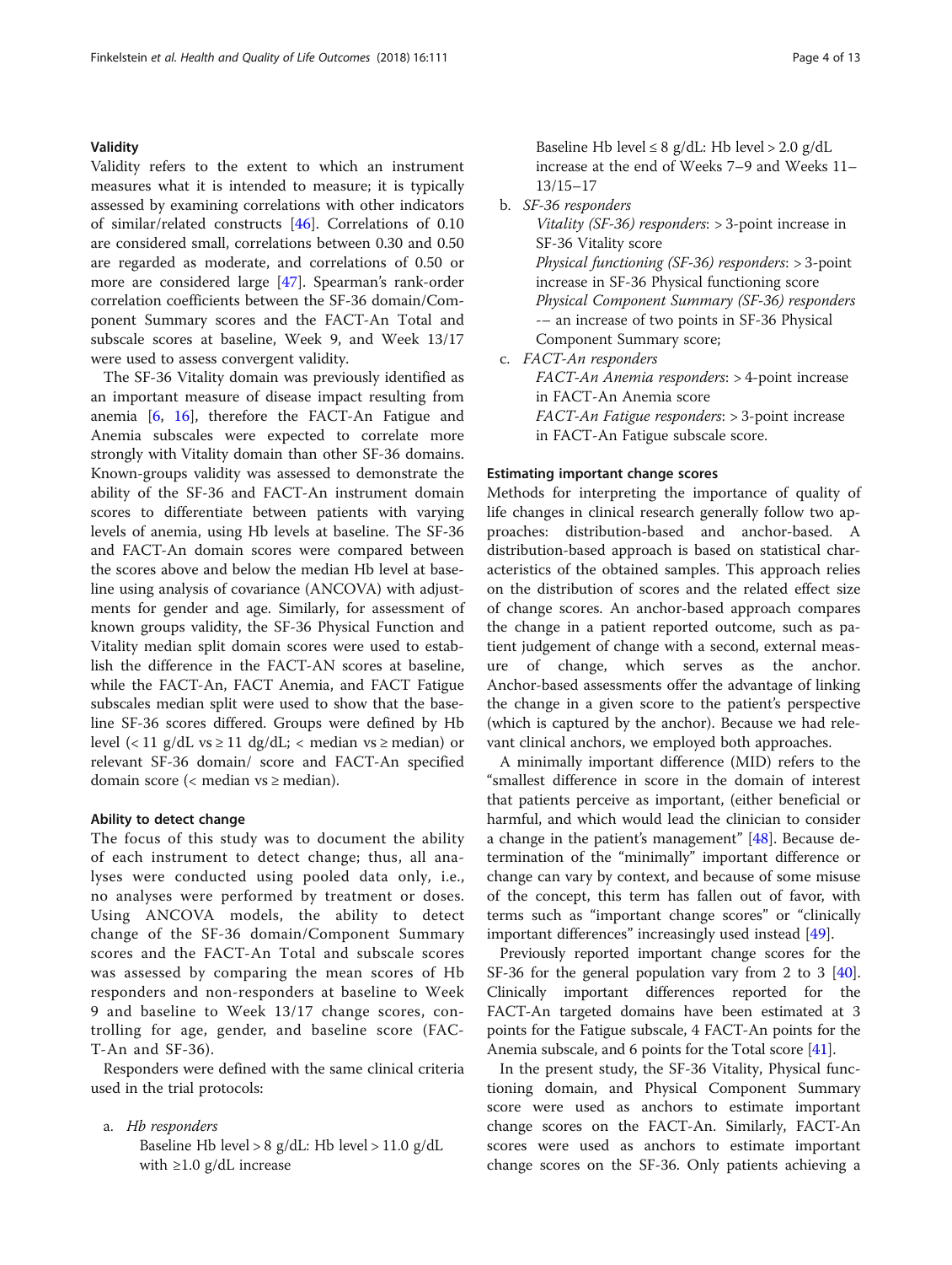### Validity

Validity refers to the extent to which an instrument measures what it is intended to measure; it is typically assessed by examining correlations with other indicators of similar/related constructs [46]. Correlations of 0.10 are considered small, correlations between 0.30 and 0.50 are regarded as moderate, and correlations of 0.50 or more are considered large [47]. Spearman's rank-order correlation coefficients between the SF-36 domain/Component Summary scores and the FACT-An Total and subscale scores at baseline, Week 9, and Week 13/17 were used to assess convergent validity.

The SF-36 Vitality domain was previously identified as an important measure of disease impact resulting from anemia [6, 16], therefore the FACT-An Fatigue and Anemia subscales were expected to correlate more strongly with Vitality domain than other SF-36 domains. Known-groups validity was assessed to demonstrate the ability of the SF-36 and FACT-An instrument domain scores to differentiate between patients with varying levels of anemia, using Hb levels at baseline. The SF-36 and FACT-An domain scores were compared between the scores above and below the median Hb level at baseline using analysis of covariance (ANCOVA) with adjustments for gender and age. Similarly, for assessment of known groups validity, the SF-36 Physical Function and Vitality median split domain scores were used to establish the difference in the FACT-AN scores at baseline, while the FACT-An, FACT Anemia, and FACT Fatigue subscales median split were used to show that the baseline SF-36 scores differed. Groups were defined by Hb level (< 11 g/dL vs ≥ 11 dg/dL; < median vs ≥ median) or relevant SF-36 domain/ score and FACT-An specified domain score (< median vs ≥ median).

### Ability to detect change

The focus of this study was to document the ability of each instrument to detect change; thus, all analyses were conducted using pooled data only, i.e., no analyses were performed by treatment or doses. Using ANCOVA models, the ability to detect change of the SF-36 domain/Component Summary scores and the FACT-An Total and subscale scores was assessed by comparing the mean scores of Hb responders and non-responders at baseline to Week 9 and baseline to Week 13/17 change scores, controlling for age, gender, and baseline score (FACT-An and SF-36).

Responders were defined with the same clinical criteria used in the trial protocols:

a. *Hb responders*

   Baseline Hb level > 8 g/dL: Hb level > 11.0 g/dL with ≥1.0 g/dL increase

   Baseline Hb level ≤ 8 g/dL: Hb level > 2.0 g/dL increase at the end of Weeks 7–9 and Weeks 11–13/15−17

b. *SF-36 responders*

   *Vitality (SF-36) responders*: > 3-point increase in SF-36 Vitality score

   *Physical functioning (SF-36) responders*: > 3-point increase in SF-36 Physical functioning score

   *Physical Component Summary (SF-36) responders* -– an increase of two points in SF-36 Physical Component Summary score;

c. *FACT-An responders*

   *FACT-An Anemia responders*: > 4-point increase in FACT-An Anemia score

   *FACT-An Fatigue responders*: > 3-point increase in FACT-An Fatigue subscale score.

### Estimating important change scores

Methods for interpreting the importance of quality of life changes in clinical research generally follow two approaches: distribution-based and anchor-based. A distribution-based approach is based on statistical characteristics of the obtained samples. This approach relies on the distribution of scores and the related effect size of change scores. An anchor-based approach compares the change in a patient reported outcome, such as patient judgement of change with a second, external measure of change, which serves as the anchor. Anchor-based assessments offer the advantage of linking the change in a given score to the patient's perspective (which is captured by the anchor). Because we had relevant clinical anchors, we employed both approaches.

A minimally important difference (MID) refers to the "smallest difference in score in the domain of interest that patients perceive as important, (either beneficial or harmful, and which would lead the clinician to consider a change in the patient's management" [48]. Because determination of the "minimally" important difference or change can vary by context, and because of some misuse of the concept, this term has fallen out of favor, with terms such as "important change scores" or "clinically important differences" increasingly used instead [49].

Previously reported important change scores for the SF-36 for the general population vary from 2 to 3 [40]. Clinically important differences reported for the FACT-An targeted domains have been estimated at 3 points for the Fatigue subscale, 4 FACT-An points for the Anemia subscale, and 6 points for the Total score [41].

In the present study, the SF-36 Vitality, Physical functioning domain, and Physical Component Summary score were used as anchors to estimate important change scores on the FACT-An. Similarly, FACT-An scores were used as anchors to estimate important change scores on the SF-36. Only patients achieving a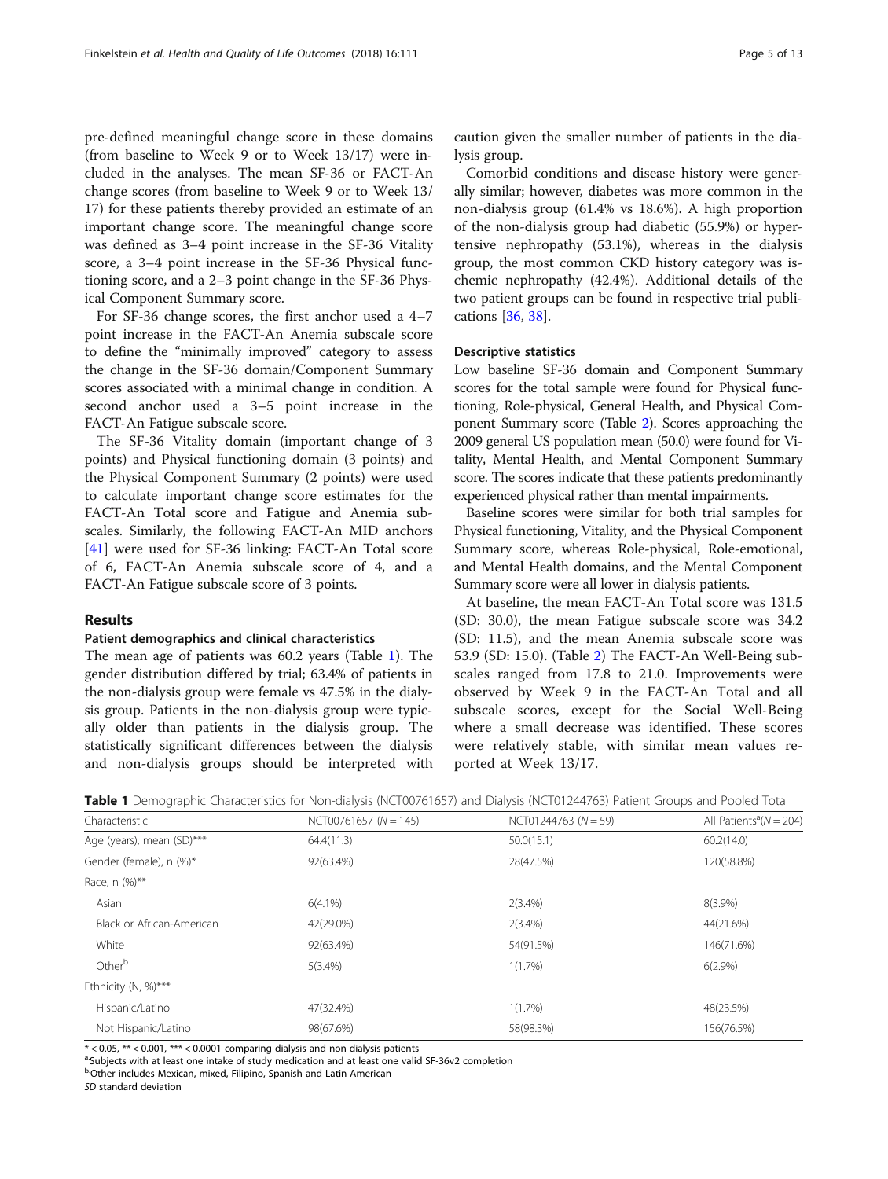pre-defined meaningful change score in these domains (from baseline to Week 9 or to Week 13/17) were included in the analyses. The mean SF-36 or FACT-An change scores (from baseline to Week 9 or to Week 13/17) for these patients thereby provided an estimate of an important change score. The meaningful change score was defined as 3–4 point increase in the SF-36 Vitality score, a 3–4 point increase in the SF-36 Physical functioning score, and a 2–3 point change in the SF-36 Physical Component Summary score.

For SF-36 change scores, the first anchor used a 4–7 point increase in the FACT-An Anemia subscale score to define the "minimally improved" category to assess the change in the SF-36 domain/Component Summary scores associated with a minimal change in condition. A second anchor used a 3–5 point increase in the FACT-An Fatigue subscale score.

The SF-36 Vitality domain (important change of 3 points) and Physical functioning domain (3 points) and the Physical Component Summary (2 points) were used to calculate important change score estimates for the FACT-An Total score and Fatigue and Anemia subscales. Similarly, the following FACT-An MID anchors [41] were used for SF-36 linking: FACT-An Total score of 6, FACT-An Anemia subscale score of 4, and a FACT-An Fatigue subscale score of 3 points.

## Results

### Patient demographics and clinical characteristics

The mean age of patients was 60.2 years (Table 1). The gender distribution differed by trial; 63.4% of patients in the non-dialysis group were female vs 47.5% in the dialysis group. Patients in the non-dialysis group were typically older than patients in the dialysis group. The statistically significant differences between the dialysis and non-dialysis groups should be interpreted with caution given the smaller number of patients in the dialysis group.

Comorbid conditions and disease history were generally similar; however, diabetes was more common in the non-dialysis group (61.4% vs 18.6%). A high proportion of the non-dialysis group had diabetic (55.9%) or hypertensive nephropathy (53.1%), whereas in the dialysis group, the most common CKD history category was ischemic nephropathy (42.4%). Additional details of the two patient groups can be found in respective trial publications [36, 38].

### Descriptive statistics

Low baseline SF-36 domain and Component Summary scores for the total sample were found for Physical functioning, Role-physical, General Health, and Physical Component Summary score (Table 2). Scores approaching the 2009 general US population mean (50.0) were found for Vitality, Mental Health, and Mental Component Summary score. The scores indicate that these patients predominantly experienced physical rather than mental impairments.

Baseline scores were similar for both trial samples for Physical functioning, Vitality, and the Physical Component Summary score, whereas Role-physical, Role-emotional, and Mental Health domains, and the Mental Component Summary score were all lower in dialysis patients.

At baseline, the mean FACT-An Total score was 131.5 (SD: 30.0), the mean Fatigue subscale score was 34.2 (SD: 11.5), and the mean Anemia subscale score was 53.9 (SD: 15.0). (Table 2) The FACT-An Well-Being subscales ranged from 17.8 to 21.0. Improvements were observed by Week 9 in the FACT-An Total and all subscale scores, except for the Social Well-Being where a small decrease was identified. These scores were relatively stable, with similar mean values reported at Week 13/17.

**Table 1** Demographic Characteristics for Non-dialysis (NCT00761657) and Dialysis (NCT01244763) Patient Groups and Pooled Total

| Characteristic | NCT00761657 (N = 145) | NCT01244763 (N = 59) | All Patients[a] (N = 204) |
|---|---|---|---|
| Age (years), mean (SD)*** | 64.4(11.3) | 50.0(15.1) | 60.2(14.0) |
| Gender (female), n (%)* | 92(63.4%) | 28(47.5%) | 120(58.8%) |
| Race, n (%)** | | | |
| Asian | 6(4.1%) | 2(3.4%) | 8(3.9%) |
| Black or African-American | 42(29.0%) | 2(3.4%) | 44(21.6%) |
| White | 92(63.4%) | 54(91.5%) | 146(71.6%) |
| Other[b] | 5(3.4%) | 1(1.7%) | 6(2.9%) |
| Ethnicity (N, %)*** | | | |
| Hispanic/Latino | 47(32.4%) | 1(1.7%) | 48(23.5%) |
| Not Hispanic/Latino | 98(67.6%) | 58(98.3%) | 156(76.5%) |

* < 0.05, ** < 0.001, *** < 0.0001 comparing dialysis and non-dialysis patients

[a] Subjects with at least one intake of study medication and at least one valid SF-36v2 completion

[b] Other includes Mexican, mixed, Filipino, Spanish and Latin American

*SD* standard deviation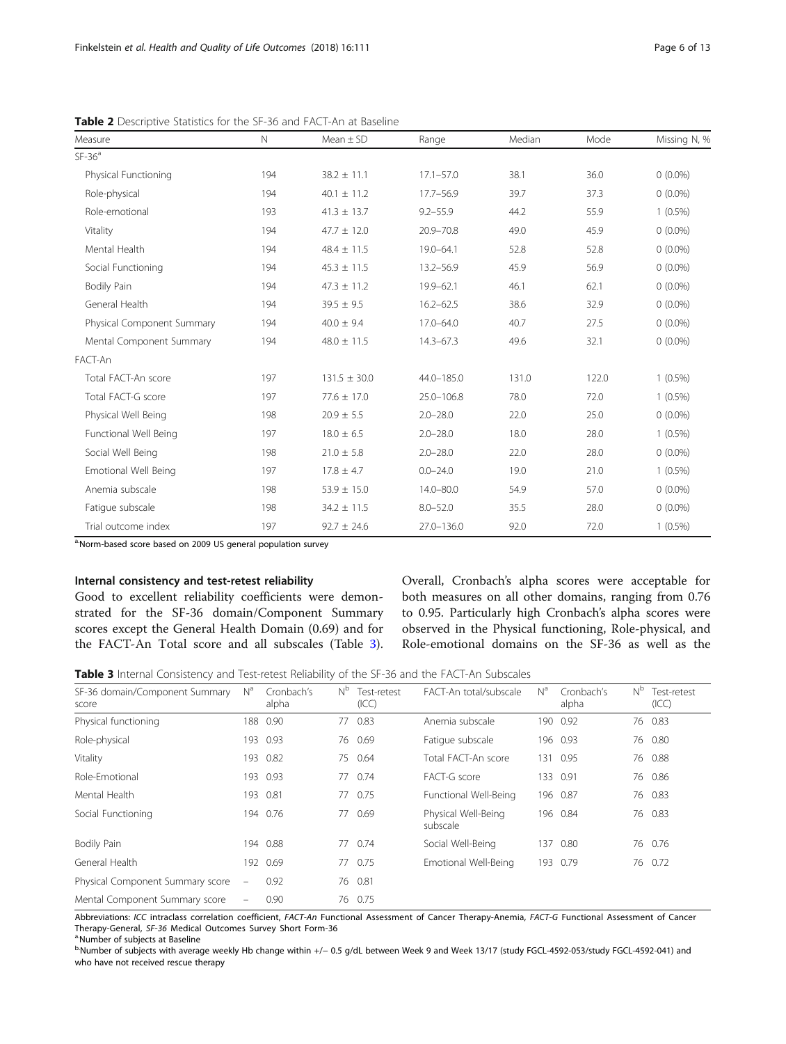**Table 2** Descriptive Statistics for the SF-36 and FACT-An at Baseline

| Measure | N | Mean ± SD | Range | Median | Mode | Missing N, % |
|---|---|---|---|---|---|---|
| SF-36[a] | | | | | | |
| Physical Functioning | 194 | 38.2 ± 11.1 | 17.1–57.0 | 38.1 | 36.0 | 0 (0.0%) |
| Role-physical | 194 | 40.1 ± 11.2 | 17.7–56.9 | 39.7 | 37.3 | 0 (0.0%) |
| Role-emotional | 193 | 41.3 ± 13.7 | 9.2–55.9 | 44.2 | 55.9 | 1 (0.5%) |
| Vitality | 194 | 47.7 ± 12.0 | 20.9–70.8 | 49.0 | 45.9 | 0 (0.0%) |
| Mental Health | 194 | 48.4 ± 11.5 | 19.0–64.1 | 52.8 | 52.8 | 0 (0.0%) |
| Social Functioning | 194 | 45.3 ± 11.5 | 13.2–56.9 | 45.9 | 56.9 | 0 (0.0%) |
| Bodily Pain | 194 | 47.3 ± 11.2 | 19.9–62.1 | 46.1 | 62.1 | 0 (0.0%) |
| General Health | 194 | 39.5 ± 9.5 | 16.2–62.5 | 38.6 | 32.9 | 0 (0.0%) |
| Physical Component Summary | 194 | 40.0 ± 9.4 | 17.0–64.0 | 40.7 | 27.5 | 0 (0.0%) |
| Mental Component Summary | 194 | 48.0 ± 11.5 | 14.3–67.3 | 49.6 | 32.1 | 0 (0.0%) |
| FACT-An | | | | | | |
| Total FACT-An score | 197 | 131.5 ± 30.0 | 44.0–185.0 | 131.0 | 122.0 | 1 (0.5%) |
| Total FACT-G score | 197 | 77.6 ± 17.0 | 25.0–106.8 | 78.0 | 72.0 | 1 (0.5%) |
| Physical Well Being | 198 | 20.9 ± 5.5 | 2.0–28.0 | 22.0 | 25.0 | 0 (0.0%) |
| Functional Well Being | 197 | 18.0 ± 6.5 | 2.0–28.0 | 18.0 | 28.0 | 1 (0.5%) |
| Social Well Being | 198 | 21.0 ± 5.8 | 2.0–28.0 | 22.0 | 28.0 | 0 (0.0%) |
| Emotional Well Being | 197 | 17.8 ± 4.7 | 0.0–24.0 | 19.0 | 21.0 | 1 (0.5%) |
| Anemia subscale | 198 | 53.9 ± 15.0 | 14.0–80.0 | 54.9 | 57.0 | 0 (0.0%) |
| Fatigue subscale | 198 | 34.2 ± 11.5 | 8.0–52.0 | 35.5 | 28.0 | 0 (0.0%) |
| Trial outcome index | 197 | 92.7 ± 24.6 | 27.0–136.0 | 92.0 | 72.0 | 1 (0.5%) |

[a]Norm-based score based on 2009 US general population survey

### Internal consistency and test-retest reliability

Good to excellent reliability coefficients were demonstrated for the SF-36 domain/Component Summary scores except the General Health Domain (0.69) and for the FACT-An Total score and all subscales (Table 3). Overall, Cronbach's alpha scores were acceptable for both measures on all other domains, ranging from 0.76 to 0.95. Particularly high Cronbach's alpha scores were observed in the Physical functioning, Role-physical, and Role-emotional domains on the SF-36 as well as the

**Table 3** Internal Consistency and Test-retest Reliability of the SF-36 and the FACT-An Subscales

| SF-36 domain/Component Summary score | N[a] | Cronbach's alpha | N[b] | Test-retest (ICC) | FACT-An total/subscale | N[a] | Cronbach's alpha | N[b] | Test-retest (ICC) |
|---|---|---|---|---|---|---|---|---|---|
| Physical functioning | 188 | 0.90 | 77 | 0.83 | Anemia subscale | 190 | 0.92 | 76 | 0.83 |
| Role-physical | 193 | 0.93 | 76 | 0.69 | Fatigue subscale | 196 | 0.93 | 76 | 0.80 |
| Vitality | 193 | 0.82 | 75 | 0.64 | Total FACT-An score | 131 | 0.95 | 76 | 0.88 |
| Role-Emotional | 193 | 0.93 | 77 | 0.74 | FACT-G score | 133 | 0.91 | 76 | 0.86 |
| Mental Health | 193 | 0.81 | 77 | 0.75 | Functional Well-Being | 196 | 0.87 | 76 | 0.83 |
| Social Functioning | 194 | 0.76 | 77 | 0.69 | Physical Well-Being subscale | 196 | 0.84 | 76 | 0.83 |
| Bodily Pain | 194 | 0.88 | 77 | 0.74 | Social Well-Being | 137 | 0.80 | 76 | 0.76 |
| General Health | 192 | 0.69 | 77 | 0.75 | Emotional Well-Being | 193 | 0.79 | 76 | 0.72 |
| Physical Component Summary score | – | 0.92 | 76 | 0.81 | | | | | |
| Mental Component Summary score | – | 0.90 | 76 | 0.75 | | | | | |

Abbreviations: *ICC* intraclass correlation coefficient, *FACT-An* Functional Assessment of Cancer Therapy-Anemia, *FACT-G* Functional Assessment of Cancer Therapy-General, *SF-36* Medical Outcomes Survey Short Form-36

[a]Number of subjects at Baseline

[b]Number of subjects with average weekly Hb change within +/− 0.5 g/dL between Week 9 and Week 13/17 (study FGCL-4592-053/study FGCL-4592-041) and who have not received rescue therapy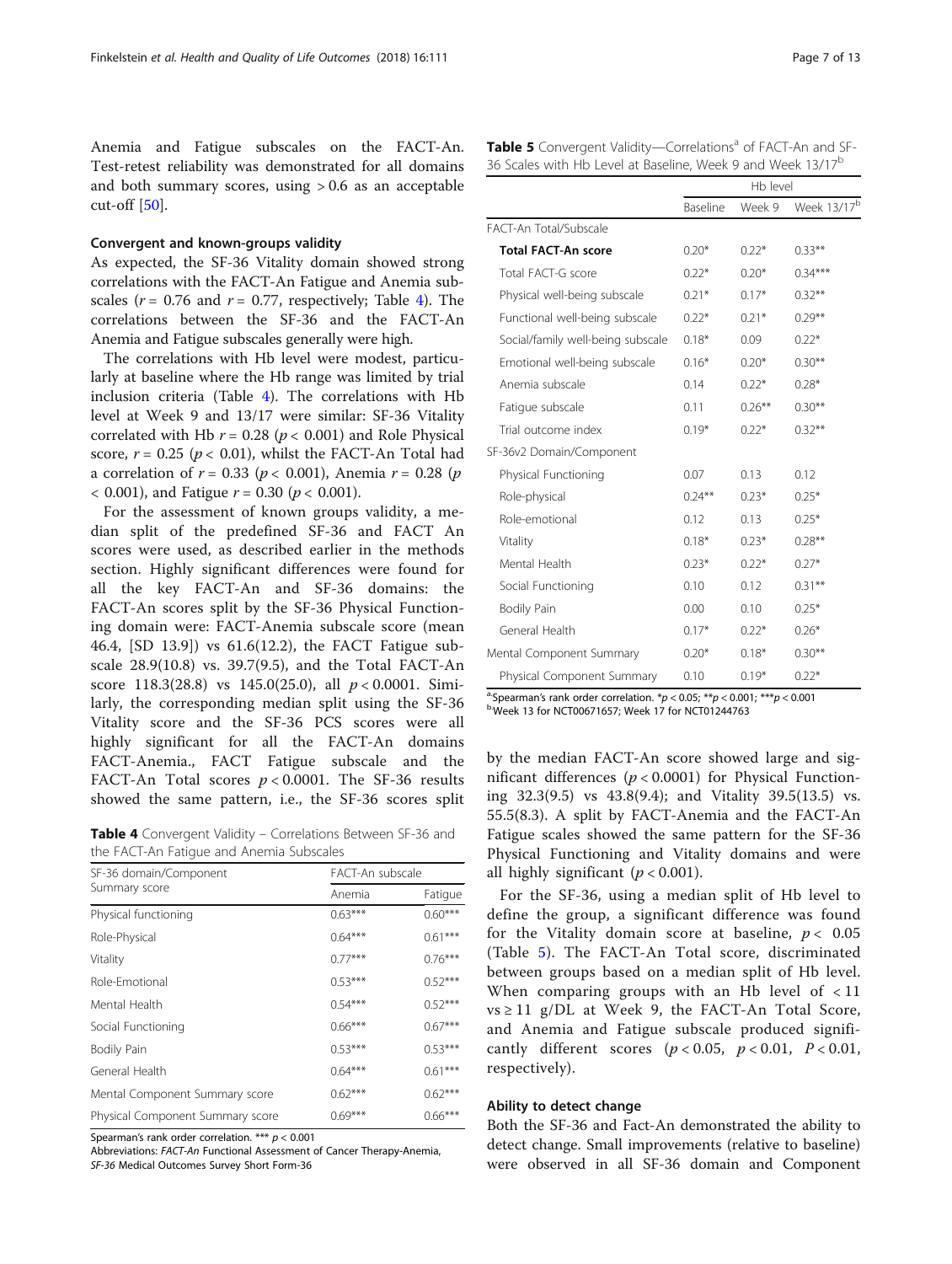Anemia and Fatigue subscales on the FACT-An. Test-retest reliability was demonstrated for all domains and both summary scores, using > 0.6 as an acceptable cut-off [50].

### Convergent and known-groups validity

As expected, the SF-36 Vitality domain showed strong correlations with the FACT-An Fatigue and Anemia subscales ($r = 0.76$ and $r = 0.77$, respectively; Table 4). The correlations between the SF-36 and the FACT-An Anemia and Fatigue subscales generally were high.

The correlations with Hb level were modest, particularly at baseline where the Hb range was limited by trial inclusion criteria (Table 4). The correlations with Hb level at Week 9 and 13/17 were similar: SF-36 Vitality correlated with Hb $r = 0.28$ ($p < 0.001$) and Role Physical score, $r = 0.25$ ($p < 0.01$), whilst the FACT-An Total had a correlation of $r = 0.33$ ($p < 0.001$), Anemia $r = 0.28$ ($p < 0.001$), and Fatigue $r = 0.30$ ($p < 0.001$).

For the assessment of known groups validity, a median split of the predefined SF-36 and FACT An scores were used, as described earlier in the methods section. Highly significant differences were found for all the key FACT-An and SF-36 domains: the FACT-An scores split by the SF-36 Physical Functioning domain were: FACT-Anemia subscale score (mean 46.4, [SD 13.9]) vs 61.6(12.2), the FACT Fatigue subscale 28.9(10.8) vs. 39.7(9.5), and the Total FACT-An score 118.3(28.8) vs 145.0(25.0), all $p < 0.0001$. Similarly, the corresponding median split using the SF-36 Vitality score and the SF-36 PCS scores were all highly significant for all the FACT-An domains FACT-Anemia., FACT Fatigue subscale and the FACT-An Total scores $p < 0.0001$. The SF-36 results showed the same pattern, i.e., the SF-36 scores split by the median FACT-An score showed large and significant differences ($p < 0.0001$) for Physical Functioning 32.3(9.5) vs 43.8(9.4); and Vitality 39.5(13.5) vs. 55.5(8.3). A split by FACT-Anemia and the FACT-An Fatigue scales showed the same pattern for the SF-36 Physical Functioning and Vitality domains and were all highly significant ($p < 0.001$).

**Table 4** Convergent Validity – Correlations Between SF-36 and the FACT-An Fatigue and Anemia Subscales

| SF-36 domain/Component Summary score | FACT-An subscale | |
|---|---|---|
| | Anemia | Fatigue |
| Physical functioning | 0.63*** | 0.60*** |
| Role-Physical | 0.64*** | 0.61*** |
| Vitality | 0.77*** | 0.76*** |
| Role-Emotional | 0.53*** | 0.52*** |
| Mental Health | 0.54*** | 0.52*** |
| Social Functioning | 0.66*** | 0.67*** |
| Bodily Pain | 0.53*** | 0.53*** |
| General Health | 0.64*** | 0.61*** |
| Mental Component Summary score | 0.62*** | 0.62*** |
| Physical Component Summary score | 0.69*** | 0.66*** |

Spearman's rank order correlation. *** $p < 0.001$

Abbreviations: *FACT-An* Functional Assessment of Cancer Therapy-Anemia, *SF-36* Medical Outcomes Survey Short Form-36

**Table 5** Convergent Validity—Correlations[a] of FACT-An and SF-36 Scales with Hb Level at Baseline, Week 9 and Week 13/17[b]

| | Hb level | | |
|---|---|---|---|
| | Baseline | Week 9 | Week 13/17[b] |
| FACT-An Total/Subscale | | | |
| **Total FACT-An score** | 0.20* | 0.22* | 0.33** |
| Total FACT-G score | 0.22* | 0.20* | 0.34*** |
| Physical well-being subscale | 0.21* | 0.17* | 0.32** |
| Functional well-being subscale | 0.22* | 0.21* | 0.29** |
| Social/family well-being subscale | 0.18* | 0.09 | 0.22* |
| Emotional well-being subscale | 0.16* | 0.20* | 0.30** |
| Anemia subscale | 0.14 | 0.22* | 0.28* |
| Fatigue subscale | 0.11 | 0.26** | 0.30** |
| Trial outcome index | 0.19* | 0.22* | 0.32** |
| SF-36v2 Domain/Component | | | |
| Physical Functioning | 0.07 | 0.13 | 0.12 |
| Role-physical | 0.24** | 0.23* | 0.25* |
| Role-emotional | 0.12 | 0.13 | 0.25* |
| Vitality | 0.18* | 0.23* | 0.28** |
| Mental Health | 0.23* | 0.22* | 0.27* |
| Social Functioning | 0.10 | 0.12 | 0.31** |
| Bodily Pain | 0.00 | 0.10 | 0.25* |
| General Health | 0.17* | 0.22* | 0.26* |
| Mental Component Summary | 0.20* | 0.18* | 0.30** |
| Physical Component Summary | 0.10 | 0.19* | 0.22* |

[a]Spearman's rank order correlation. *$p < 0.05$; **$p < 0.001$; ***$p < 0.001$
[b]Week 13 for NCT00671657; Week 17 for NCT01244763

For the SF-36, using a median split of Hb level to define the group, a significant difference was found for the Vitality domain score at baseline, $p < 0.05$ (Table 5). The FACT-An Total score, discriminated between groups based on a median split of Hb level. When comparing groups with an Hb level of < 11 vs ≥ 11 g/DL at Week 9, the FACT-An Total Score, and Anemia and Fatigue subscale produced significantly different scores ($p < 0.05$, $p < 0.01$, $P < 0.01$, respectively).

### Ability to detect change

Both the SF-36 and Fact-An demonstrated the ability to detect change. Small improvements (relative to baseline) were observed in all SF-36 domain and Component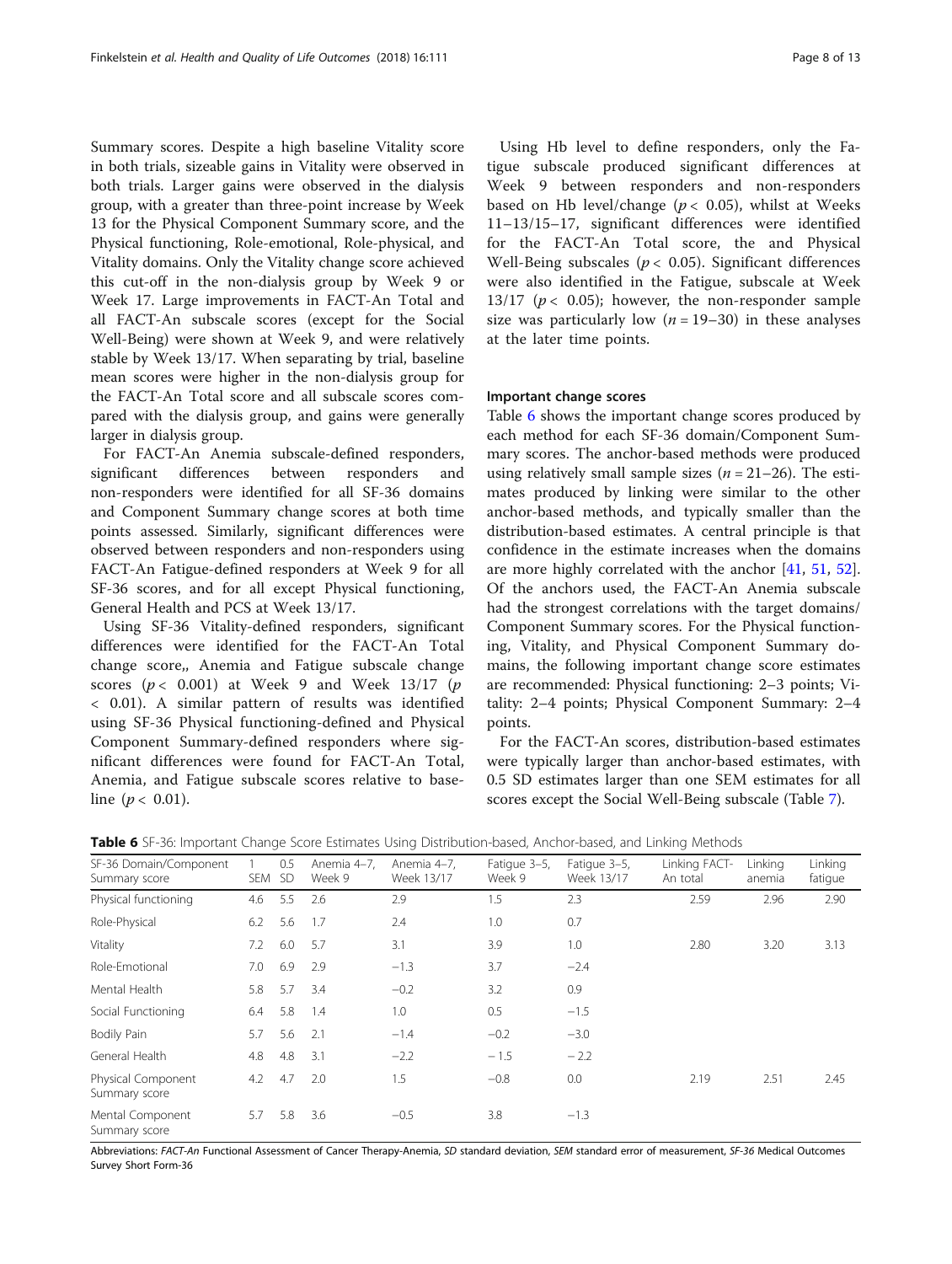Summary scores. Despite a high baseline Vitality score in both trials, sizeable gains in Vitality were observed in both trials. Larger gains were observed in the dialysis group, with a greater than three-point increase by Week 13 for the Physical Component Summary score, and the Physical functioning, Role-emotional, Role-physical, and Vitality domains. Only the Vitality change score achieved this cut-off in the non-dialysis group by Week 9 or Week 17. Large improvements in FACT-An Total and all FACT-An subscale scores (except for the Social Well-Being) were shown at Week 9, and were relatively stable by Week 13/17. When separating by trial, baseline mean scores were higher in the non-dialysis group for the FACT-An Total score and all subscale scores compared with the dialysis group, and gains were generally larger in dialysis group.

For FACT-An Anemia subscale-defined responders, significant differences between responders and non-responders were identified for all SF-36 domains and Component Summary change scores at both time points assessed. Similarly, significant differences were observed between responders and non-responders using FACT-An Fatigue-defined responders at Week 9 for all SF-36 scores, and for all except Physical functioning, General Health and PCS at Week 13/17.

Using SF-36 Vitality-defined responders, significant differences were identified for the FACT-An Total change score,, Anemia and Fatigue subscale change scores ($p < 0.001$) at Week 9 and Week 13/17 ($p < 0.01$). A similar pattern of results was identified using SF-36 Physical functioning-defined and Physical Component Summary-defined responders where significant differences were found for FACT-An Total, Anemia, and Fatigue subscale scores relative to baseline ($p < 0.01$).

Using Hb level to define responders, only the Fatigue subscale produced significant differences at Week 9 between responders and non-responders based on Hb level/change ($p < 0.05$), whilst at Weeks 11–13/15–17, significant differences were identified for the FACT-An Total score, the and Physical Well-Being subscales ($p < 0.05$). Significant differences were also identified in the Fatigue, subscale at Week 13/17 ($p < 0.05$); however, the non-responder sample size was particularly low ($n = 19–30$) in these analyses at the later time points.

### Important change scores

Table 6 shows the important change scores produced by each method for each SF-36 domain/Component Summary scores. The anchor-based methods were produced using relatively small sample sizes ($n = 21–26$). The estimates produced by linking were similar to the other anchor-based methods, and typically smaller than the distribution-based estimates. A central principle is that confidence in the estimate increases when the domains are more highly correlated with the anchor [41, 51, 52]. Of the anchors used, the FACT-An Anemia subscale had the strongest correlations with the target domains/ Component Summary scores. For the Physical functioning, Vitality, and Physical Component Summary domains, the following important change score estimates are recommended: Physical functioning: 2–3 points; Vitality: 2–4 points; Physical Component Summary: 2–4 points.

For the FACT-An scores, distribution-based estimates were typically larger than anchor-based estimates, with 0.5 SD estimates larger than one SEM estimates for all scores except the Social Well-Being subscale (Table 7).

**Table 6** SF-36: Important Change Score Estimates Using Distribution-based, Anchor-based, and Linking Methods

| SF-36 Domain/Component Summary score | 1 SEM | 0.5 SD | Anemia 4–7, Week 9 | Anemia 4–7, Week 13/17 | Fatigue 3–5, Week 9 | Fatigue 3–5, Week 13/17 | Linking FACT-An total | Linking anemia | Linking fatigue |
|---|---|---|---|---|---|---|---|---|---|
| Physical functioning | 4.6 | 5.5 | 2.6 | 2.9 | 1.5 | 2.3 | 2.59 | 2.96 | 2.90 |
| Role-Physical | 6.2 | 5.6 | 1.7 | 2.4 | 1.0 | 0.7 | | | |
| Vitality | 7.2 | 6.0 | 5.7 | 3.1 | 3.9 | 1.0 | 2.80 | 3.20 | 3.13 |
| Role-Emotional | 7.0 | 6.9 | 2.9 | −1.3 | 3.7 | −2.4 | | | |
| Mental Health | 5.8 | 5.7 | 3.4 | −0.2 | 3.2 | 0.9 | | | |
| Social Functioning | 6.4 | 5.8 | 1.4 | 1.0 | 0.5 | −1.5 | | | |
| Bodily Pain | 5.7 | 5.6 | 2.1 | −1.4 | −0.2 | −3.0 | | | |
| General Health | 4.8 | 4.8 | 3.1 | −2.2 | − 1.5 | − 2.2 | | | |
| Physical Component Summary score | 4.2 | 4.7 | 2.0 | 1.5 | −0.8 | 0.0 | 2.19 | 2.51 | 2.45 |
| Mental Component Summary score | 5.7 | 5.8 | 3.6 | −0.5 | 3.8 | −1.3 | | | |

Abbreviations: *FACT-An* Functional Assessment of Cancer Therapy-Anemia, *SD* standard deviation, *SEM* standard error of measurement, *SF-36* Medical Outcomes Survey Short Form-36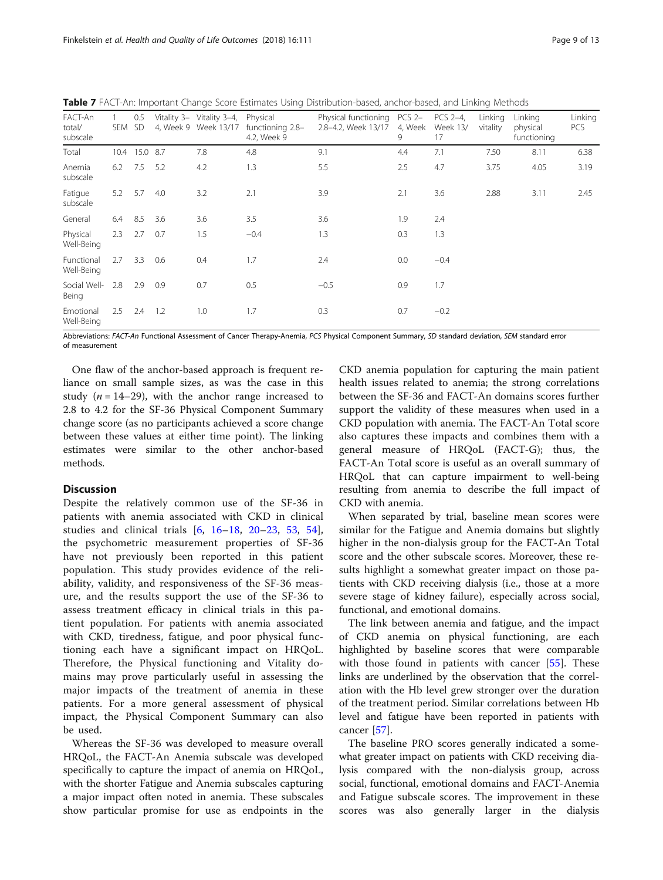**Table 7** FACT-An: Important Change Score Estimates Using Distribution-based, anchor-based, and Linking Methods

| FACT-An total/ subscale | 1 SEM | 0.5 SD | Vitality 3–4, Week 9 | Vitality 3–4, Week 13/17 | Physical functioning 2.8–4.2, Week 9 | Physical functioning 2.8–4.2, Week 13/17 | PCS 2–4, Week 9 | PCS 2–4, Week 13/ 17 | Linking vitality | Linking physical functioning | Linking PCS |
|---|---|---|---|---|---|---|---|---|---|---|---|
| Total | 10.4 | 15.0 | 8.7 | 7.8 | 4.8 | 9.1 | 4.4 | 7.1 | 7.50 | 8.11 | 6.38 |
| Anemia subscale | 6.2 | 7.5 | 5.2 | 4.2 | 1.3 | 5.5 | 2.5 | 4.7 | 3.75 | 4.05 | 3.19 |
| Fatigue subscale | 5.2 | 5.7 | 4.0 | 3.2 | 2.1 | 3.9 | 2.1 | 3.6 | 2.88 | 3.11 | 2.45 |
| General | 6.4 | 8.5 | 3.6 | 3.6 | 3.5 | 3.6 | 1.9 | 2.4 | | | |
| Physical Well-Being | 2.3 | 2.7 | 0.7 | 1.5 | −0.4 | 1.3 | 0.3 | 1.3 | | | |
| Functional Well-Being | 2.7 | 3.3 | 0.6 | 0.4 | 1.7 | 2.4 | 0.0 | −0.4 | | | |
| Social Well-Being | 2.8 | 2.9 | 0.9 | 0.7 | 0.5 | −0.5 | 0.9 | 1.7 | | | |
| Emotional Well-Being | 2.5 | 2.4 | 1.2 | 1.0 | 1.7 | 0.3 | 0.7 | −0.2 | | | |

Abbreviations: *FACT-An* Functional Assessment of Cancer Therapy-Anemia, *PCS* Physical Component Summary, *SD* standard deviation, *SEM* standard error of measurement

One flaw of the anchor-based approach is frequent reliance on small sample sizes, as was the case in this study ($n = 14–29$), with the anchor range increased to 2.8 to 4.2 for the SF-36 Physical Component Summary change score (as no participants achieved a score change between these values at either time point). The linking estimates were similar to the other anchor-based methods.

## Discussion

Despite the relatively common use of the SF-36 in patients with anemia associated with CKD in clinical studies and clinical trials [6, 16–18, 20–23, 53, 54], the psychometric measurement properties of SF-36 have not previously been reported in this patient population. This study provides evidence of the reliability, validity, and responsiveness of the SF-36 measure, and the results support the use of the SF-36 to assess treatment efficacy in clinical trials in this patient population. For patients with anemia associated with CKD, tiredness, fatigue, and poor physical functioning each have a significant impact on HRQoL. Therefore, the Physical functioning and Vitality domains may prove particularly useful in assessing the major impacts of the treatment of anemia in these patients. For a more general assessment of physical impact, the Physical Component Summary can also be used.

Whereas the SF-36 was developed to measure overall HRQoL, the FACT-An Anemia subscale was developed specifically to capture the impact of anemia on HRQoL, with the shorter Fatigue and Anemia subscales capturing a major impact often noted in anemia. These subscales show particular promise for use as endpoints in the CKD anemia population for capturing the main patient health issues related to anemia; the strong correlations between the SF-36 and FACT-An domains scores further support the validity of these measures when used in a CKD population with anemia. The FACT-An Total score also captures these impacts and combines them with a general measure of HRQoL (FACT-G); thus, the FACT-An Total score is useful as an overall summary of HRQoL that can capture impairment to well-being resulting from anemia to describe the full impact of CKD with anemia.

When separated by trial, baseline mean scores were similar for the Fatigue and Anemia domains but slightly higher in the non-dialysis group for the FACT-An Total score and the other subscale scores. Moreover, these results highlight a somewhat greater impact on those patients with CKD receiving dialysis (i.e., those at a more severe stage of kidney failure), especially across social, functional, and emotional domains.

The link between anemia and fatigue, and the impact of CKD anemia on physical functioning, are each highlighted by baseline scores that were comparable with those found in patients with cancer [55]. These links are underlined by the observation that the correlation with the Hb level grew stronger over the duration of the treatment period. Similar correlations between Hb level and fatigue have been reported in patients with cancer [57].

The baseline PRO scores generally indicated a somewhat greater impact on patients with CKD receiving dialysis compared with the non-dialysis group, across social, functional, emotional domains and FACT-Anemia and Fatigue subscale scores. The improvement in these scores was also generally larger in the dialysis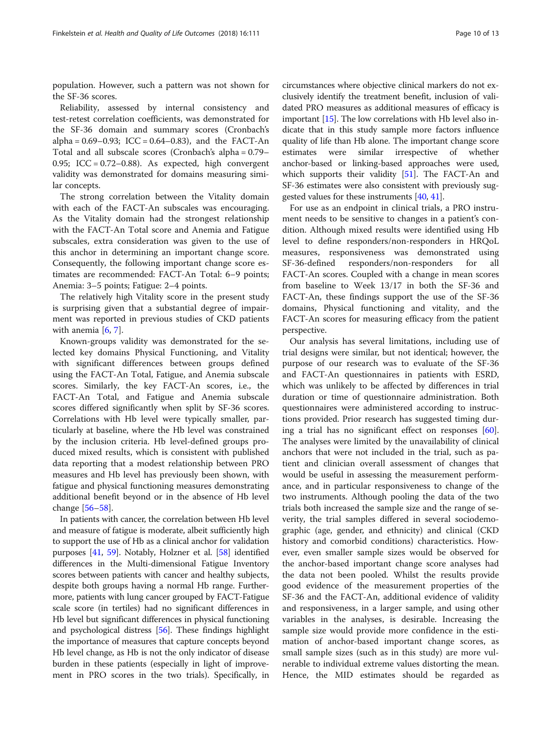population. However, such a pattern was not shown for the SF-36 scores.

Reliability, assessed by internal consistency and test-retest correlation coefficients, was demonstrated for the SF-36 domain and summary scores (Cronbach's alpha = 0.69–0.93; ICC = 0.64–0.83), and the FACT-An Total and all subscale scores (Cronbach's alpha = 0.79–0.95; ICC = 0.72–0.88). As expected, high convergent validity was demonstrated for domains measuring similar concepts.

The strong correlation between the Vitality domain with each of the FACT-An subscales was encouraging. As the Vitality domain had the strongest relationship with the FACT-An Total score and Anemia and Fatigue subscales, extra consideration was given to the use of this anchor in determining an important change score. Consequently, the following important change score estimates are recommended: FACT-An Total: 6–9 points; Anemia: 3–5 points; Fatigue: 2–4 points.

The relatively high Vitality score in the present study is surprising given that a substantial degree of impairment was reported in previous studies of CKD patients with anemia [6, 7].

Known-groups validity was demonstrated for the selected key domains Physical Functioning, and Vitality with significant differences between groups defined using the FACT-An Total, Fatigue, and Anemia subscale scores. Similarly, the key FACT-An scores, i.e., the FACT-An Total, and Fatigue and Anemia subscale scores differed significantly when split by SF-36 scores. Correlations with Hb level were typically smaller, particularly at baseline, where the Hb level was constrained by the inclusion criteria. Hb level-defined groups produced mixed results, which is consistent with published data reporting that a modest relationship between PRO measures and Hb level has previously been shown, with fatigue and physical functioning measures demonstrating additional benefit beyond or in the absence of Hb level change [56–58].

In patients with cancer, the correlation between Hb level and measure of fatigue is moderate, albeit sufficiently high to support the use of Hb as a clinical anchor for validation purposes [41, 59]. Notably, Holzner et al. [58] identified differences in the Multi-dimensional Fatigue Inventory scores between patients with cancer and healthy subjects, despite both groups having a normal Hb range. Furthermore, patients with lung cancer grouped by FACT-Fatigue scale score (in tertiles) had no significant differences in Hb level but significant differences in physical functioning and psychological distress [56]. These findings highlight the importance of measures that capture concepts beyond Hb level change, as Hb is not the only indicator of disease burden in these patients (especially in light of improvement in PRO scores in the two trials). Specifically, in circumstances where objective clinical markers do not exclusively identify the treatment benefit, inclusion of validated PRO measures as additional measures of efficacy is important [15]. The low correlations with Hb level also indicate that in this study sample more factors influence quality of life than Hb alone. The important change score estimates were similar irrespective of whether anchor-based or linking-based approaches were used, which supports their validity [51]. The FACT-An and SF-36 estimates were also consistent with previously suggested values for these instruments [40, 41].

For use as an endpoint in clinical trials, a PRO instrument needs to be sensitive to changes in a patient's condition. Although mixed results were identified using Hb level to define responders/non-responders in HRQoL measures, responsiveness was demonstrated using SF-36-defined responders/non-responders for all FACT-An scores. Coupled with a change in mean scores from baseline to Week 13/17 in both the SF-36 and FACT-An, these findings support the use of the SF-36 domains, Physical functioning and vitality, and the FACT-An scores for measuring efficacy from the patient perspective.

Our analysis has several limitations, including use of trial designs were similar, but not identical; however, the purpose of our research was to evaluate of the SF-36 and FACT-An questionnaires in patients with ESRD, which was unlikely to be affected by differences in trial duration or time of questionnaire administration. Both questionnaires were administered according to instructions provided. Prior research has suggested timing during a trial has no significant effect on responses [60]. The analyses were limited by the unavailability of clinical anchors that were not included in the trial, such as patient and clinician overall assessment of changes that would be useful in assessing the measurement performance, and in particular responsiveness to change of the two instruments. Although pooling the data of the two trials both increased the sample size and the range of severity, the trial samples differed in several sociodemographic (age, gender, and ethnicity) and clinical (CKD history and comorbid conditions) characteristics. However, even smaller sample sizes would be observed for the anchor-based important change score analyses had the data not been pooled. Whilst the results provide good evidence of the measurement properties of the SF-36 and the FACT-An, additional evidence of validity and responsiveness, in a larger sample, and using other variables in the analyses, is desirable. Increasing the sample size would provide more confidence in the estimation of anchor-based important change scores, as small sample sizes (such as in this study) are more vulnerable to individual extreme values distorting the mean. Hence, the MID estimates should be regarded as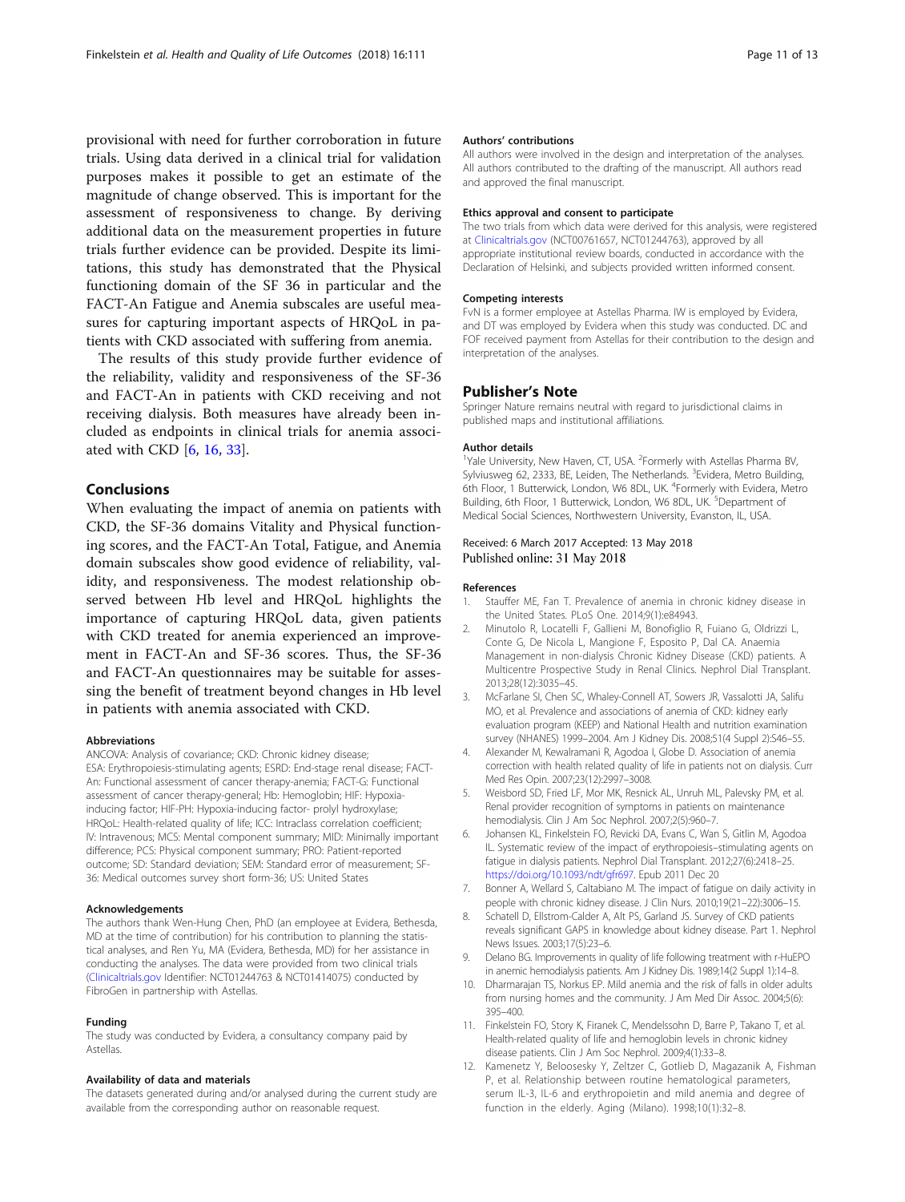provisional with need for further corroboration in future trials. Using data derived in a clinical trial for validation purposes makes it possible to get an estimate of the magnitude of change observed. This is important for the assessment of responsiveness to change. By deriving additional data on the measurement properties in future trials further evidence can be provided. Despite its limitations, this study has demonstrated that the Physical functioning domain of the SF 36 in particular and the FACT-An Fatigue and Anemia subscales are useful measures for capturing important aspects of HRQoL in patients with CKD associated with suffering from anemia.

The results of this study provide further evidence of the reliability, validity and responsiveness of the SF-36 and FACT-An in patients with CKD receiving and not receiving dialysis. Both measures have already been included as endpoints in clinical trials for anemia associated with CKD [6, 16, 33].

## Conclusions

When evaluating the impact of anemia on patients with CKD, the SF-36 domains Vitality and Physical functioning scores, and the FACT-An Total, Fatigue, and Anemia domain subscales show good evidence of reliability, validity, and responsiveness. The modest relationship observed between Hb level and HRQoL highlights the importance of capturing HRQoL data, given patients with CKD treated for anemia experienced an improvement in FACT-An and SF-36 scores. Thus, the SF-36 and FACT-An questionnaires may be suitable for assessing the benefit of treatment beyond changes in Hb level in patients with anemia associated with CKD.

#### Abbreviations

ANCOVA: Analysis of covariance; CKD: Chronic kidney disease; ESA: Erythropoiesis-stimulating agents; ESRD: End-stage renal disease; FACT-An: Functional assessment of cancer therapy-anemia; FACT-G: Functional assessment of cancer therapy-general; Hb: Hemoglobin; HIF: Hypoxia-inducing factor; HIF-PH: Hypoxia-inducing factor- prolyl hydroxylase; HRQoL: Health-related quality of life; ICC: Intraclass correlation coefficient; IV: Intravenous; MCS: Mental component summary; MID: Minimally important difference; PCS: Physical component summary; PRO: Patient-reported outcome; SD: Standard deviation; SEM: Standard error of measurement; SF-36: Medical outcomes survey short form-36; US: United States

#### Acknowledgements

The authors thank Wen-Hung Chen, PhD (an employee at Evidera, Bethesda, MD at the time of contribution) for his contribution to planning the statistical analyses, and Ren Yu, MA (Evidera, Bethesda, MD) for her assistance in conducting the analyses. The data were provided from two clinical trials (Clinicaltrials.gov Identifier: NCT01244763 & NCT01414075) conducted by FibroGen in partnership with Astellas.

#### Funding

The study was conducted by Evidera, a consultancy company paid by Astellas.

#### Availability of data and materials

The datasets generated during and/or analysed during the current study are available from the corresponding author on reasonable request.

#### Authors' contributions

All authors were involved in the design and interpretation of the analyses. All authors contributed to the drafting of the manuscript. All authors read and approved the final manuscript.

#### Ethics approval and consent to participate

The two trials from which data were derived for this analysis, were registered at Clinicaltrials.gov (NCT00761657, NCT01244763), approved by all appropriate institutional review boards, conducted in accordance with the Declaration of Helsinki, and subjects provided written informed consent.

#### Competing interests

FvN is a former employee at Astellas Pharma. IW is employed by Evidera, and DT was employed by Evidera when this study was conducted. DC and FOF received payment from Astellas for their contribution to the design and interpretation of the analyses.

## Publisher's Note

Springer Nature remains neutral with regard to jurisdictional claims in published maps and institutional affiliations.

#### Author details

[1]Yale University, New Haven, CT, USA. [2]Formerly with Astellas Pharma BV, Sylviusweg 62, 2333, BE, Leiden, The Netherlands. [3]Evidera, Metro Building, 6th Floor, 1 Butterwick, London, W6 8DL, UK. [4]Formerly with Evidera, Metro Building, 6th Floor, 1 Butterwick, London, W6 8DL, UK. [5]Department of Medical Social Sciences, Northwestern University, Evanston, IL, USA.

Received: 6 March 2017 Accepted: 13 May 2018
Published online: 31 May 2018

#### References

1. Stauffer ME, Fan T. Prevalence of anemia in chronic kidney disease in the United States. PLoS One. 2014;9(1):e84943.
2. Minutolo R, Locatelli F, Gallieni M, Bonofiglio R, Fuiano G, Oldrizzi L, Conte G, De Nicola L, Mangione F, Esposito P, Dal CA. Anaemia Management in non-dialysis Chronic Kidney Disease (CKD) patients. A Multicentre Prospective Study in Renal Clinics. Nephrol Dial Transplant. 2013;28(12):3035–45.
3. McFarlane SI, Chen SC, Whaley-Connell AT, Sowers JR, Vassalotti JA, Salifu MO, et al. Prevalence and associations of anemia of CKD: kidney early evaluation program (KEEP) and National Health and nutrition examination survey (NHANES) 1999–2004. Am J Kidney Dis. 2008;51(4 Suppl 2):S46–55.
4. Alexander M, Kewalramani R, Agodoa I, Globe D. Association of anemia correction with health related quality of life in patients not on dialysis. Curr Med Res Opin. 2007;23(12):2997–3008.
5. Weisbord SD, Fried LF, Mor MK, Resnick AL, Unruh ML, Palevsky PM, et al. Renal provider recognition of symptoms in patients on maintenance hemodialysis. Clin J Am Soc Nephrol. 2007;2(5):960–7.
6. Johansen KL, Finkelstein FO, Revicki DA, Evans C, Wan S, Gitlin M, Agodoa IL. Systematic review of the impact of erythropoiesis–stimulating agents on fatigue in dialysis patients. Nephrol Dial Transplant. 2012;27(6):2418–25. https://doi.org/10.1093/ndt/gfr697. Epub 2011 Dec 20
7. Bonner A, Wellard S, Caltabiano M. The impact of fatigue on daily activity in people with chronic kidney disease. J Clin Nurs. 2010;19(21–22):3006–15.
8. Schatell D, Ellstrom-Calder A, Alt PS, Garland JS. Survey of CKD patients reveals significant GAPS in knowledge about kidney disease. Part 1. Nephrol News Issues. 2003;17(5):23–6.
9. Delano BG. Improvements in quality of life following treatment with r-HuEPO in anemic hemodialysis patients. Am J Kidney Dis. 1989;14(2 Suppl 1):14–8.
10. Dharmarajan TS, Norkus EP. Mild anemia and the risk of falls in older adults from nursing homes and the community. J Am Med Dir Assoc. 2004;5(6): 395–400.
11. Finkelstein FO, Story K, Firanek C, Mendelssohn D, Barre P, Takano T, et al. Health-related quality of life and hemoglobin levels in chronic kidney disease patients. Clin J Am Soc Nephrol. 2009;4(1):33–8.
12. Kamenetz Y, Beloosesky Y, Zeltzer C, Gotlieb D, Magazanik A, Fishman P, et al. Relationship between routine hematological parameters, serum IL-3, IL-6 and erythropoietin and mild anemia and degree of function in the elderly. Aging (Milano). 1998;10(1):32–8.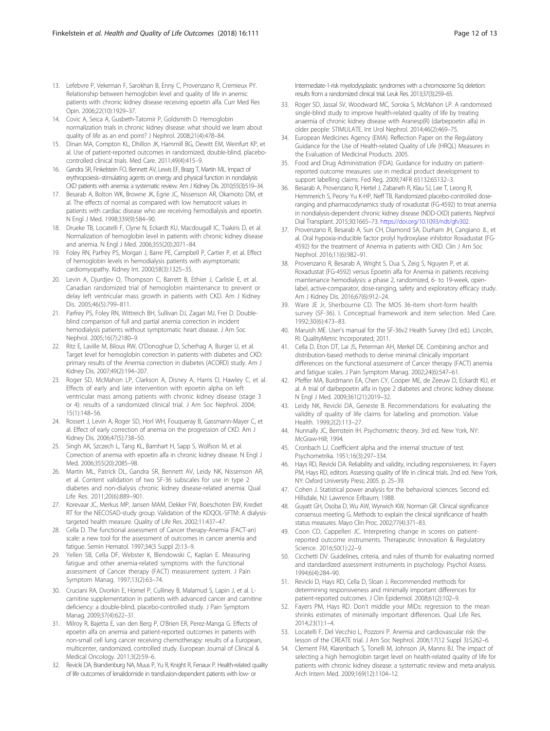13. Lefebvre P, Vekeman F, Sarokhan B, Enny C, Provenzano R, Cremieux PY. Relationship between hemoglobin level and quality of life in anemic patients with chronic kidney disease receiving epoetin alfa. Curr Med Res Opin. 2006;22(10):1929–37.
14. Covic A, Seica A, Gusbeth-Tatomir P, Goldsmith D. Hemoglobin normalization trials in chronic kidney disease: what should we learn about quality of life as an end point? J Nephrol. 2008;21(4):478–84.
15. Dinan MA, Compton KL, Dhillon JK, Hammill BG, Dewitt EM, Weinfurt KP, et al. Use of patient-reported outcomes in randomized, double-blind, placebo-controlled clinical trials. Med Care. 2011;49(4):415–9.
16. Gandra SR, Finkelstein FO, Bennett AV, Lewis EF, Brazg T, Martin ML. Impact of erythropoiesis–stimulating agents on energy and physical function in nondialysis CKD patients with anemia: a systematic review. Am J Kidney Dis. 2010;55(3):519–34.
17. Besarab A, Bolton WK, Browne JK, Egrie JC, Nissenson AR, Okamoto DM, et al. The effects of normal as compared with low hematocrit values in patients with cardiac disease who are receiving hemodialysis and epoetin. N Engl J Med. 1998;339(9):584–90.
18. Drueke TB, Locatelli F, Clyne N, Eckardt KU, Macdougall IC, Tsakiris D, et al. Normalization of hemoglobin level in patients with chronic kidney disease and anemia. N Engl J Med. 2006;355(20):2071–84.
19. Foley RN, Parfrey PS, Morgan J, Barre PE, Campbell P, Cartier P, et al. Effect of hemoglobin levels in hemodialysis patients with asymptomatic cardiomyopathy. Kidney Int. 2000;58(3):1325–35.
20. Levin A, Djurdjev O, Thompson C, Barrett B, Ethier J, Carlisle E, et al. Canadian randomized trial of hemoglobin maintenance to prevent or delay left ventricular mass growth in patients with CKD. Am J Kidney Dis. 2005;46(5):799–811.
21. Parfrey PS, Foley RN, Wittreich BH, Sullivan DJ, Zagari MJ, Frei D. Double-blind comparison of full and partial anemia correction in incident hemodialysis patients without symptomatic heart disease. J Am Soc Nephrol. 2005;16(7):2180–9.
22. Ritz E, Laville M, Bilous RW, O'Donoghue D, Scherhag A, Burger U, et al. Target level for hemoglobin correction in patients with diabetes and CKD: primary results of the Anemia correction in diabetes (ACORD) study. Am J Kidney Dis. 2007;49(2):194–207.
23. Roger SD, McMahon LP, Clarkson A, Disney A, Harris D, Hawley C, et al. Effects of early and late intervention with epoetin alpha on left ventricular mass among patients with chronic kidney disease (stage 3 or 4): results of a randomized clinical trial. J Am Soc Nephrol. 2004; 15(1):148–56.
24. Rossert J, Levin A, Roger SD, Horl WH, Fouqueray B, Gassmann-Mayer C, et al. Effect of early correction of anemia on the progression of CKD. Am J Kidney Dis. 2006;47(5):738–50.
25. Singh AK, Szczech L, Tang KL, Barnhart H, Sapp S, Wolfson M, et al. Correction of anemia with epoetin alfa in chronic kidney disease. N Engl J Med. 2006;355(20):2085–98.
26. Martin ML, Patrick DL, Gandra SR, Bennett AV, Leidy NK, Nissenson AR, et al. Content validation of two SF-36 subscales for use in type 2 diabetes and non-dialysis chronic kidney disease-related anemia. Qual Life Res. 2011;20(6):889–901.
27. Korevaar JC, Merkus MP, Jansen MAM, Dekker FW, Boeschoten EW, Krediet RT for the NECOSAD-study group. Validation of the KDQOL-SFTM: A dialysis-targeted health measure. Quality of Life Res. 2002;11:437–47.
28. Cella D. The functional assessment of Cancer therapy-Anemia (FACT-an) scale: a new tool for the assessment of outcomes in cancer anemia and fatigue. Semin Hematol. 1997;34(3 Suppl 2):13–9.
29. Yellen SB, Cella DF, Webster K, Blendowski C, Kaplan E. Measuring fatigue and other anemia-related symptoms with the functional assessment of Cancer therapy (FACT) measurement system. J Pain Symptom Manag. 1997;13(2):63–74.
30. Cruciani RA, Dvorkin E, Homel P, Culliney B, Malamud S, Lapin J, et al. L-carnitine supplementation in patients with advanced cancer and carnitine deficiency: a double-blind, placebo-controlled study. J Pain Symptom Manag. 2009;37(4):622–31.
31. Milroy R, Bajetta E, van den Berg P, O'Brien ER, Perez-Manga G. Effects of epoetin alfa on anemia and patient-reported outcomes in patients with non-small cell lung cancer receiving chemotherapy: results of a European, multicenter, randomized, controlled study. European Journal of Clinical & Medical Oncology. 2011;3(2):59–6.
32. Revicki DA, Brandenburg NA, Muus P, Yu R, Knight R, Fenaux P. Health-related quality of life outcomes of lenalidomide in transfusion-dependent patients with low- or Intermediate-1-risk myelodysplastic syndromes with a chromosome 5q deletion: results from a randomized clinical trial. Leuk Res. 2013;37(3):259–65.
33. Roger SD, Jassal SV, Woodward MC, Soroka S, McMahon LP. A randomised single-blind study to improve health-related quality of life by treating anaemia of chronic kidney disease with Aranesp(R) (darbepoetin alfa) in older people: STIMULATE. Int Urol Nephrol. 2014;46(2):469–75.
34. European Medicines Agency (EMA). Reflection Paper on the Regulatory Guidance for the Use of Health-related Quality of Life (HRQL) Measures in the Evaluation of Medicinal Products. 2005.
35. Food and Drug Administration (FDA). Guidance for industry on patient-reported outcome measures: use in medical product development to support labelling claims. Fed Reg. 2009;74FR 65132:65132–3.
36. Besarab A, Provenzano R, Hertel J, Zabaneh R, Klau SJ, Lee T, Leong R, Hemmerich S, Peony Yu K-HP, Neff TB. Randomized placebo-controlled dose-ranging and pharmacodynamics study of roxadustat (FG-4592) to treat anemia in nondialysis-dependent chronic kidney disease (NDD-CKD) patients. Nephrol Dial Transplant. 2015;30:1665–73. https://doi.org/10.1093/ndt/gfv302.
37. Provenzano R, Besarab A, Sun CH, Diamond SA, Durham JH, Cangiano JL, et al. Oral hypoxia-inducible factor prolyl hydroxylase inhibitor Roxadustat (FG-4592) for the treatment of Anemia in patients with CKD. Clin J Am Soc Nephrol. 2016;11(6):982–91.
38. Provenzano R, Besarab A, Wright S, Dua S, Zeig S, Nguyen P, et al. Roxadustat (FG-4592) versus Epoetin alfa for Anemia in patients receiving maintenance hemodialysis: a phase 2, randomized, 6- to 19-week, open-label, active-comparator, dose-ranging, safety and exploratory efficacy study. Am J Kidney Dis. 2016;67(6):912–24.
39. Ware JE Jr, Sherbourne CD. The MOS 36-item short-form health survey (SF-36). I. Conceptual framework and item selection. Med Care. 1992;30(6):473–83.
40. Maruish ME. User's manual for the SF-36v2 Health Survey (3rd ed.). Lincoln, RI: QualityMetric Incorporated; 2011.
41. Cella D, Eton DT, Lai JS, Peterman AH, Merkel DE. Combining anchor and distribution-based methods to derive minimal clinically important differences on the functional assessment of Cancer therapy (FACT) anemia and fatigue scales. J Pain Symptom Manag. 2002;24(6):547–61.
42. Pfeffer MA, Burdmann EA, Chen CY, Cooper ME, de Zeeuw D, Eckardt KU, et al. A trial of darbepoetin alfa in type 2 diabetes and chronic kidney disease. N Engl J Med. 2009;361(21):2019–32.
43. Leidy NK, Revicki DA, Geneste B. Recommendations for evaluating the validity of quality of life claims for labeling and promotion. Value Health. 1999;2(2):113–27.
44. Nunnally JC, Bernstein IH. Psychometric theory. 3rd ed. New York, NY: McGraw-Hill; 1994.
45. Cronbach LJ. Coefficient alpha and the internal structure of test. Psychometrika. 1951;16(3):297–334.
46. Hays RD, Revicki DA. Reliability and validity, including responsiveness. In: Fayers PM, Hays RD, editors. Assessing quality of life in clinical trials. 2nd ed. New York, NY: Oxford University Press; 2005. p. 25–39.
47. Cohen J. Statistical power analysis for the behavioral sciences. Second ed. Hillsdale, NJ: Lawrence Erlbaum; 1988.
48. Guyatt GH, Osoba D, Wu AW, Wyrwich KW, Norman GR. Clinical significance consensus meeting G. Methods to explain the clinical significance of health status measures. Mayo Clin Proc. 2002;77(4):371–83.
49. Coon CD, Cappelleri JC. Interpreting change in scores on patient-reported outcome instruments. Therapeutic Innovation & Regulatory Science. 2016;50(1):22–9.
50. Cicchetti DV. Guidelines, criteria, and rules of thumb for evaluating normed and standardized assessment instruments in psychology. Psychol Assess. 1994;6(4):284–90.
51. Revicki D, Hays RD, Cella D, Sloan J. Recommended methods for determining responsiveness and minimally important differences for patient-reported outcomes. J Clin Epidemiol. 2008;61(2):102–9.
52. Fayers PM, Hays RD. Don't middle your MIDs: regression to the mean shrinks estimates of minimally important differences. Qual Life Res. 2014;23(1):1–4.
53. Locatelli F, Del Vecchio L, Pozzoni P. Anemia and cardiovascular risk: the lesson of the CREATE trial. J Am Soc Nephrol. 2006;17(12 Suppl 3):S262–6.
54. Clement FM, Klarenbach S, Tonelli M, Johnson JA, Manns BJ. The impact of selecting a high hemoglobin target level on health-related quality of life for patients with chronic kidney disease: a systematic review and meta-analysis. Arch Intern Med. 2009;169(12):1104–12.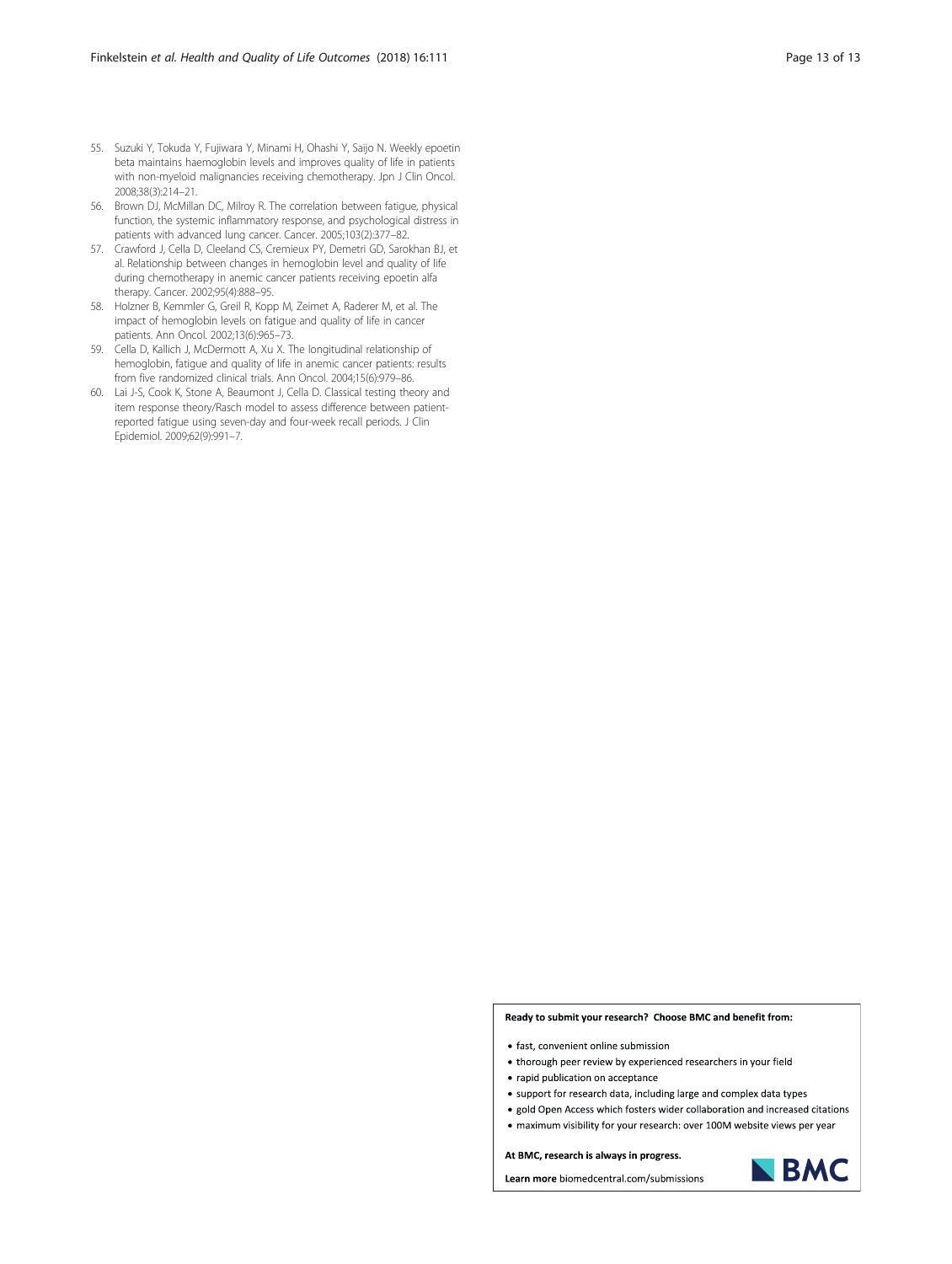55. Suzuki Y, Tokuda Y, Fujiwara Y, Minami H, Ohashi Y, Saijo N. Weekly epoetin beta maintains haemoglobin levels and improves quality of life in patients with non-myeloid malignancies receiving chemotherapy. Jpn J Clin Oncol. 2008;38(3):214–21.
56. Brown DJ, McMillan DC, Milroy R. The correlation between fatigue, physical function, the systemic inflammatory response, and psychological distress in patients with advanced lung cancer. Cancer. 2005;103(2):377–82.
57. Crawford J, Cella D, Cleeland CS, Cremieux PY, Demetri GD, Sarokhan BJ, et al. Relationship between changes in hemoglobin level and quality of life during chemotherapy in anemic cancer patients receiving epoetin alfa therapy. Cancer. 2002;95(4):888–95.
58. Holzner B, Kemmler G, Greil R, Kopp M, Zeimet A, Raderer M, et al. The impact of hemoglobin levels on fatigue and quality of life in cancer patients. Ann Oncol. 2002;13(6):965–73.
59. Cella D, Kallich J, McDermott A, Xu X. The longitudinal relationship of hemoglobin, fatigue and quality of life in anemic cancer patients: results from five randomized clinical trials. Ann Oncol. 2004;15(6):979–86.
60. Lai J-S, Cook K, Stone A, Beaumont J, Cella D. Classical testing theory and item response theory/Rasch model to assess difference between patient-reported fatigue using seven-day and four-week recall periods. J Clin Epidemiol. 2009;62(9):991–7.

**Ready to submit your research? Choose BMC and benefit from:**

- fast, convenient online submission
- thorough peer review by experienced researchers in your field
- rapid publication on acceptance
- support for research data, including large and complex data types
- gold Open Access which fosters wider collaboration and increased citations
- maximum visibility for your research: over 100M website views per year

**At BMC, research is always in progress.**

**Learn more** biomedcentral.com/submissions

BMC